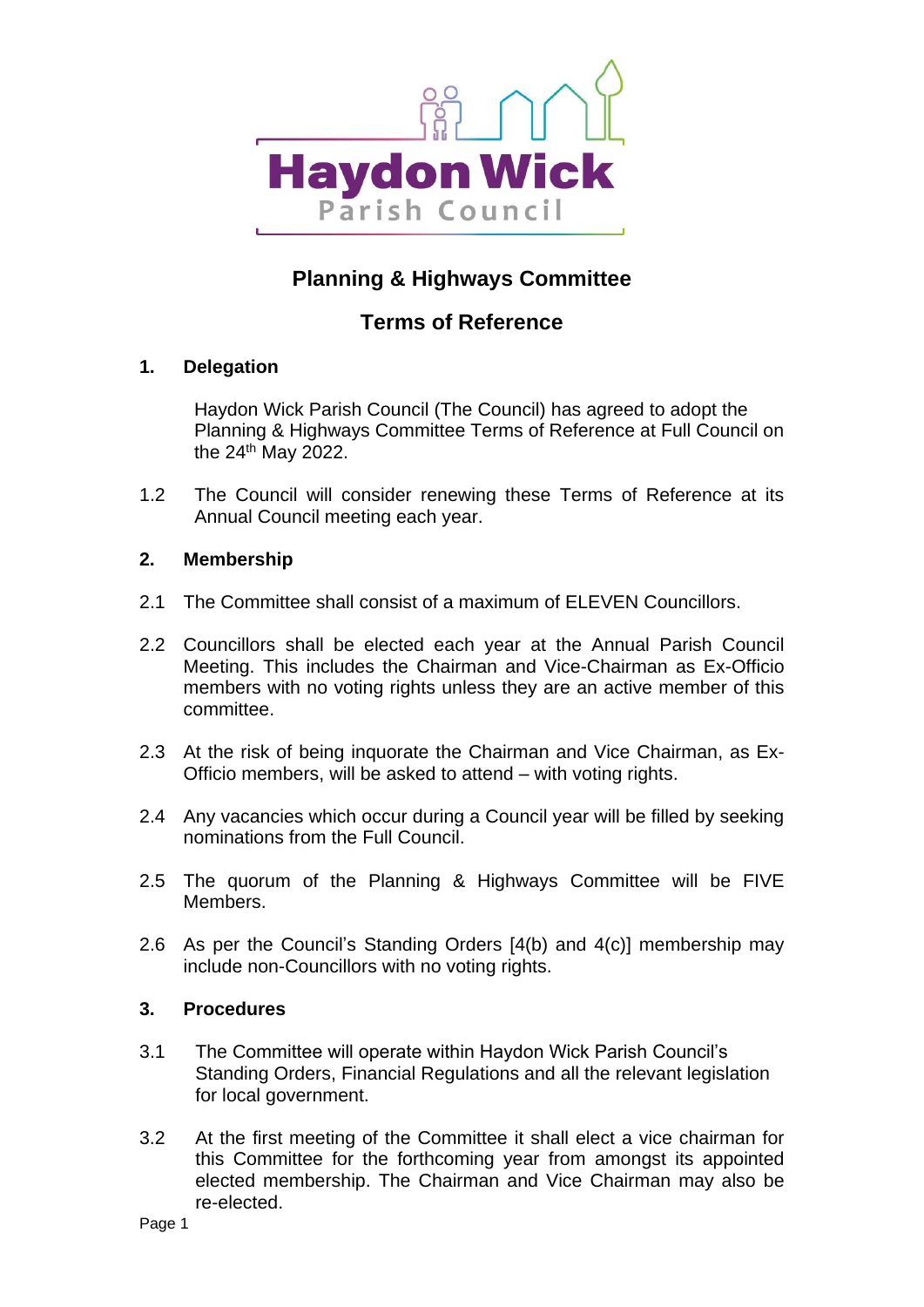Haydon Wick
Parish Council

# Planning & Highways Committee

## Terms of Reference

### 1. Delegation

Haydon Wick Parish Council (The Council) has agreed to adopt the Planning & Highways Committee Terms of Reference at Full Council on the 24th May 2022.

1.2 The Council will consider renewing these Terms of Reference at its Annual Council meeting each year.

### 2. Membership

2.1 The Committee shall consist of a maximum of ELEVEN Councillors.

2.2 Councillors shall be elected each year at the Annual Parish Council Meeting. This includes the Chairman and Vice-Chairman as Ex-Officio members with no voting rights unless they are an active member of this committee.

2.3 At the risk of being inquorate the Chairman and Vice Chairman, as Ex-Officio members, will be asked to attend – with voting rights.

2.4 Any vacancies which occur during a Council year will be filled by seeking nominations from the Full Council.

2.5 The quorum of the Planning & Highways Committee will be FIVE Members.

2.6 As per the Council's Standing Orders [4(b) and 4(c)] membership may include non-Councillors with no voting rights.

### 3. Procedures

3.1 The Committee will operate within Haydon Wick Parish Council's Standing Orders, Financial Regulations and all the relevant legislation for local government.

3.2 At the first meeting of the Committee it shall elect a vice chairman for this Committee for the forthcoming year from amongst its appointed elected membership. The Chairman and Vice Chairman may also be re-elected.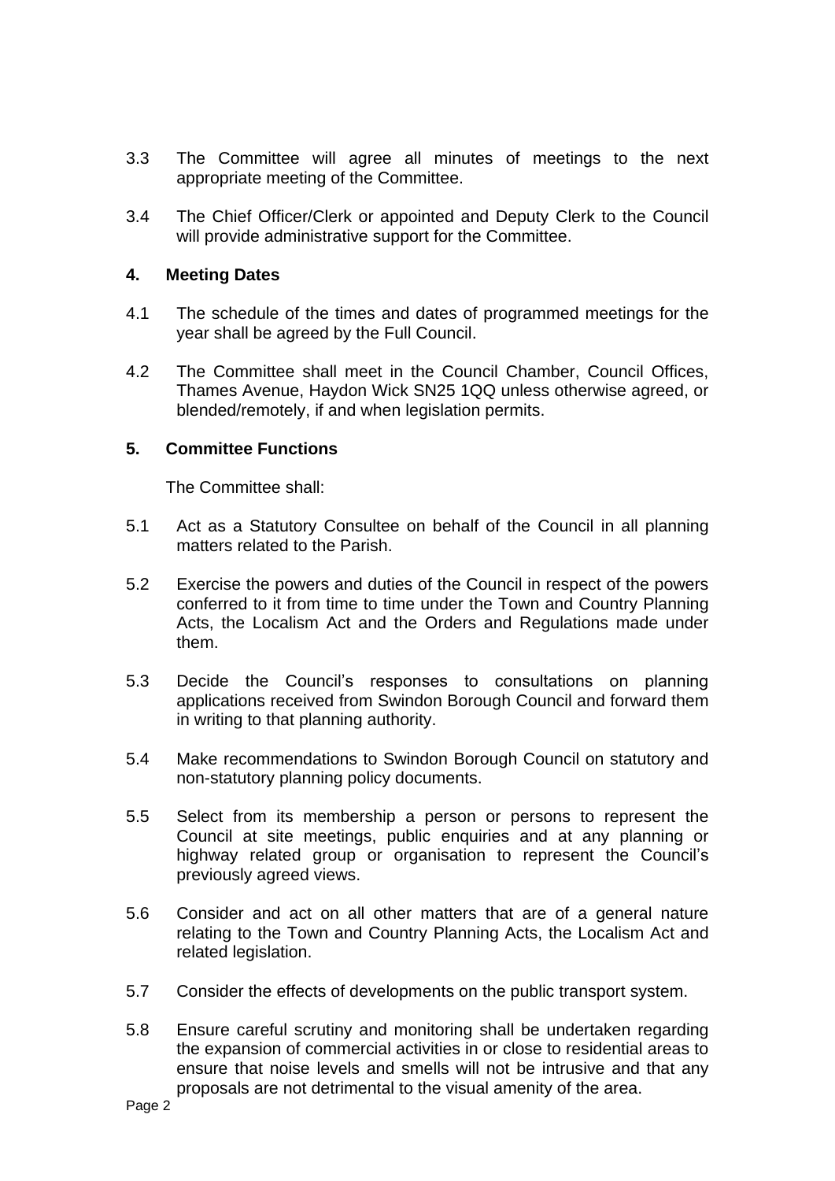3.3 The Committee will agree all minutes of meetings to the next appropriate meeting of the Committee.

3.4 The Chief Officer/Clerk or appointed and Deputy Clerk to the Council will provide administrative support for the Committee.

## 4. Meeting Dates

4.1 The schedule of the times and dates of programmed meetings for the year shall be agreed by the Full Council.

4.2 The Committee shall meet in the Council Chamber, Council Offices, Thames Avenue, Haydon Wick SN25 1QQ unless otherwise agreed, or blended/remotely, if and when legislation permits.

## 5. Committee Functions

The Committee shall:

5.1 Act as a Statutory Consultee on behalf of the Council in all planning matters related to the Parish.

5.2 Exercise the powers and duties of the Council in respect of the powers conferred to it from time to time under the Town and Country Planning Acts, the Localism Act and the Orders and Regulations made under them.

5.3 Decide the Council's responses to consultations on planning applications received from Swindon Borough Council and forward them in writing to that planning authority.

5.4 Make recommendations to Swindon Borough Council on statutory and non-statutory planning policy documents.

5.5 Select from its membership a person or persons to represent the Council at site meetings, public enquiries and at any planning or highway related group or organisation to represent the Council's previously agreed views.

5.6 Consider and act on all other matters that are of a general nature relating to the Town and Country Planning Acts, the Localism Act and related legislation.

5.7 Consider the effects of developments on the public transport system.

5.8 Ensure careful scrutiny and monitoring shall be undertaken regarding the expansion of commercial activities in or close to residential areas to ensure that noise levels and smells will not be intrusive and that any proposals are not detrimental to the visual amenity of the area.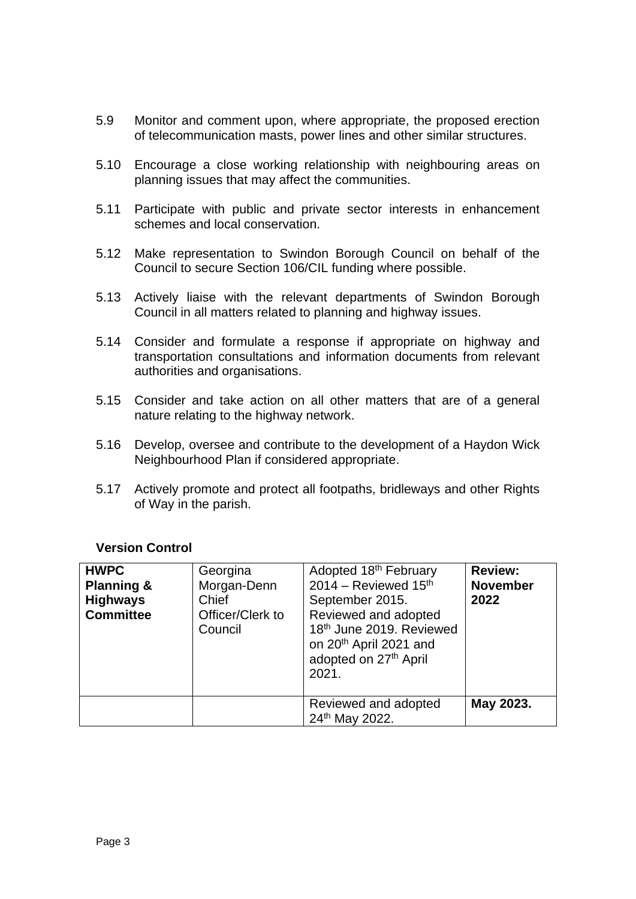5.9 Monitor and comment upon, where appropriate, the proposed erection of telecommunication masts, power lines and other similar structures.

5.10 Encourage a close working relationship with neighbouring areas on planning issues that may affect the communities.

5.11 Participate with public and private sector interests in enhancement schemes and local conservation.

5.12 Make representation to Swindon Borough Council on behalf of the Council to secure Section 106/CIL funding where possible.

5.13 Actively liaise with the relevant departments of Swindon Borough Council in all matters related to planning and highway issues.

5.14 Consider and formulate a response if appropriate on highway and transportation consultations and information documents from relevant authorities and organisations.

5.15 Consider and take action on all other matters that are of a general nature relating to the highway network.

5.16 Develop, oversee and contribute to the development of a Haydon Wick Neighbourhood Plan if considered appropriate.

5.17 Actively promote and protect all footpaths, bridleways and other Rights of Way in the parish.

**Version Control**

| | | | |
|---|---|---|---|
| **HWPC Planning & Highways Committee** | Georgina Morgan-Denn Chief Officer/Clerk to Council | Adopted 18th February 2014 – Reviewed 15th September 2015. Reviewed and adopted 18th June 2019. Reviewed on 20th April 2021 and adopted on 27th April 2021. | **Review: November 2022** |
| | | Reviewed and adopted 24th May 2022. | **May 2023.** |